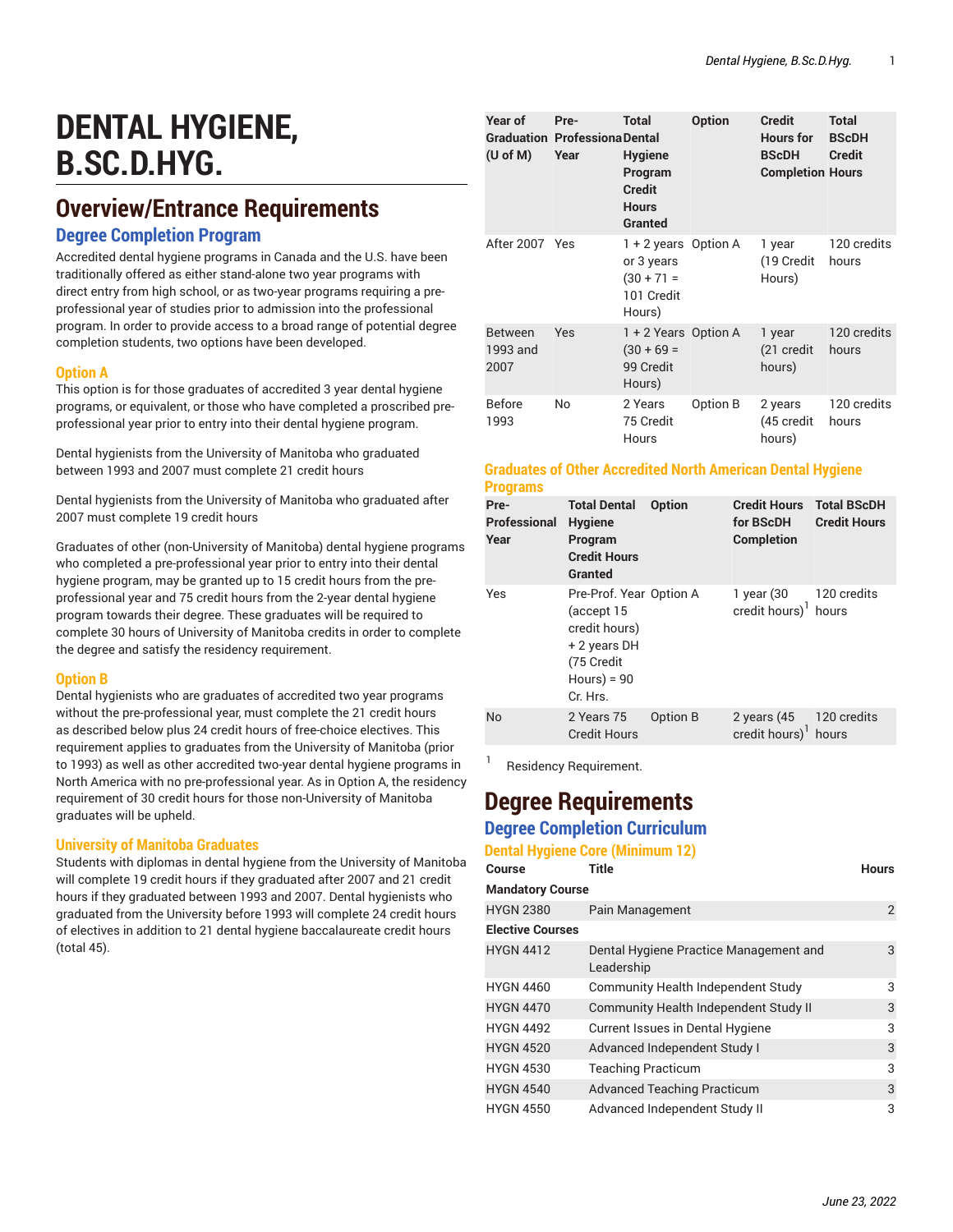# DENTAL HYGIENE, B.SC.D.HYG.

## Overview/Entrance Requirements

### Degree Completion Program

Accredited dental hygiene programs in Canada and the U.S. have been traditionally offered as either stand-alone two year programs with direct entry from high school, or as two-year programs requiring a pre-professional year of studies prior to admission into the professional program. In order to provide access to a broad range of potential degree completion students, two options have been developed.

#### Option A

This option is for those graduates of accredited 3 year dental hygiene programs, or equivalent, or those who have completed a proscribed pre-professional year prior to entry into their dental hygiene program.

Dental hygienists from the University of Manitoba who graduated between 1993 and 2007 must complete 21 credit hours

Dental hygienists from the University of Manitoba who graduated after 2007 must complete 19 credit hours

Graduates of other (non-University of Manitoba) dental hygiene programs who completed a pre-professional year prior to entry into their dental hygiene program, may be granted up to 15 credit hours from the pre-professional year and 75 credit hours from the 2-year dental hygiene program towards their degree. These graduates will be required to complete 30 hours of University of Manitoba credits in order to complete the degree and satisfy the residency requirement.

#### Option B

Dental hygienists who are graduates of accredited two year programs without the pre-professional year, must complete the 21 credit hours as described below plus 24 credit hours of free-choice electives. This requirement applies to graduates from the University of Manitoba (prior to 1993) as well as other accredited two-year dental hygiene programs in North America with no pre-professional year. As in Option A, the residency requirement of 30 credit hours for those non-University of Manitoba graduates will be upheld.

#### University of Manitoba Graduates

Students with diplomas in dental hygiene from the University of Manitoba will complete 19 credit hours if they graduated after 2007 and 21 credit hours if they graduated between 1993 and 2007. Dental hygienists who graduated from the University before 1993 will complete 24 credit hours of electives in addition to 21 dental hygiene baccalaureate credit hours (total 45).

| Year of Graduation (U of M) | Pre-Professional Year | Total Dental Hygiene Program Credit Hours Granted | Option | Credit Hours for BScDH Completion | Total BScDH Credit Hours |
|---|---|---|---|---|---|
| After 2007 | Yes | 1 + 2 years or 3 years (30 + 71 = 101 Credit Hours) | Option A | 1 year (19 Credit Hours) | 120 credits hours |
| Between 1993 and 2007 | Yes | 1 + 2 Years (30 + 69 = 99 Credit Hours) | Option A | 1 year (21 credit hours) | 120 credits hours |
| Before 1993 | No | 2 Years 75 Credit Hours | Option B | 2 years (45 credit hours) | 120 credits hours |

#### Graduates of Other Accredited North American Dental Hygiene Programs

| Pre-Professional Year | Total Dental Hygiene Program Credit Hours Granted | Option | Credit Hours for BScDH Completion | Total BScDH Credit Hours |
|---|---|---|---|---|
| Yes | Pre-Prof. Year (accept 15 credit hours) + 2 years DH (75 Credit Hours) = 90 Cr. Hrs. | Option A | 1 year (30 credit hours)[1] | 120 credits hours |
| No | 2 Years 75 Credit Hours | Option B | 2 years (45 credit hours)[1] | 120 credits hours |

[1] Residency Requirement.

## Degree Requirements

### Degree Completion Curriculum

#### Dental Hygiene Core (Minimum 12)

| Course | Title | Hours |
|---|---|---|
| **Mandatory Course** | | |
| HYGN 2380 | Pain Management | 2 |
| **Elective Courses** | | |
| HYGN 4412 | Dental Hygiene Practice Management and Leadership | 3 |
| HYGN 4460 | Community Health Independent Study | 3 |
| HYGN 4470 | Community Health Independent Study II | 3 |
| HYGN 4492 | Current Issues in Dental Hygiene | 3 |
| HYGN 4520 | Advanced Independent Study I | 3 |
| HYGN 4530 | Teaching Practicum | 3 |
| HYGN 4540 | Advanced Teaching Practicum | 3 |
| HYGN 4550 | Advanced Independent Study II | 3 |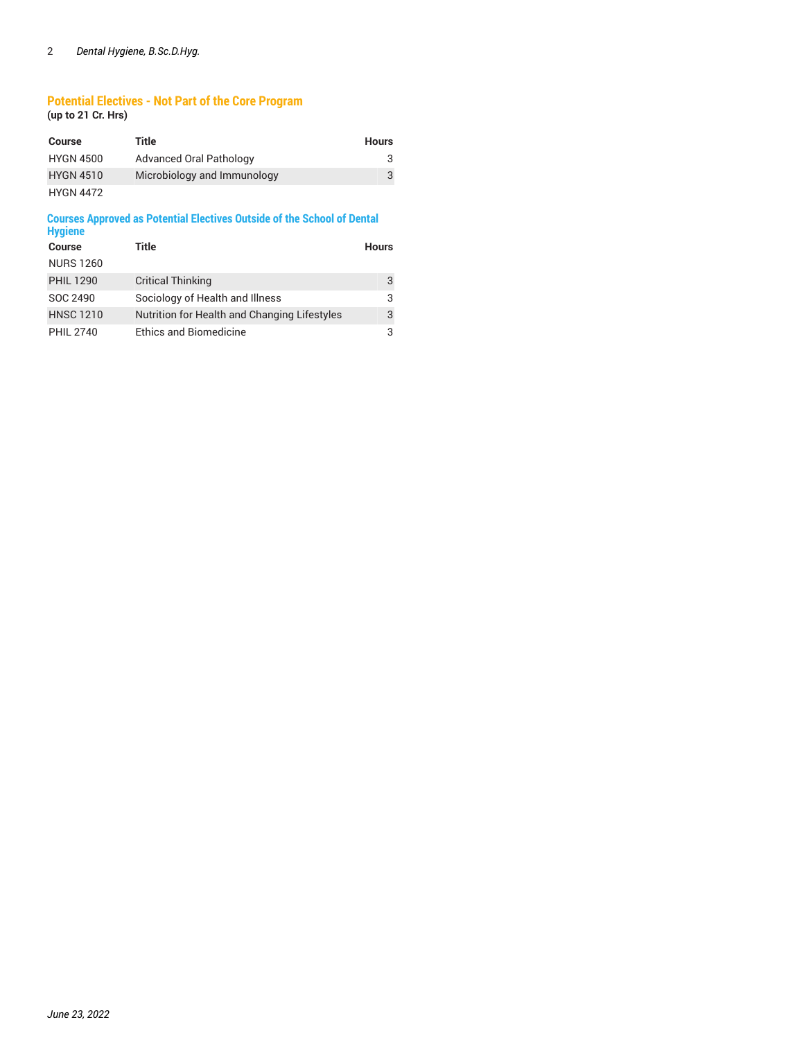## Potential Electives - Not Part of the Core Program

**(up to 21 Cr. Hrs)**

| Course | Title | Hours |
|---|---|---|
| HYGN 4500 | Advanced Oral Pathology | 3 |
| HYGN 4510 | Microbiology and Immunology | 3 |
| HYGN 4472 | | |

## Courses Approved as Potential Electives Outside of the School of Dental Hygiene

| Course | Title | Hours |
|---|---|---|
| NURS 1260 | | |
| PHIL 1290 | Critical Thinking | 3 |
| SOC 2490 | Sociology of Health and Illness | 3 |
| HNSC 1210 | Nutrition for Health and Changing Lifestyles | 3 |
| PHIL 2740 | Ethics and Biomedicine | 3 |

*June 23, 2022*